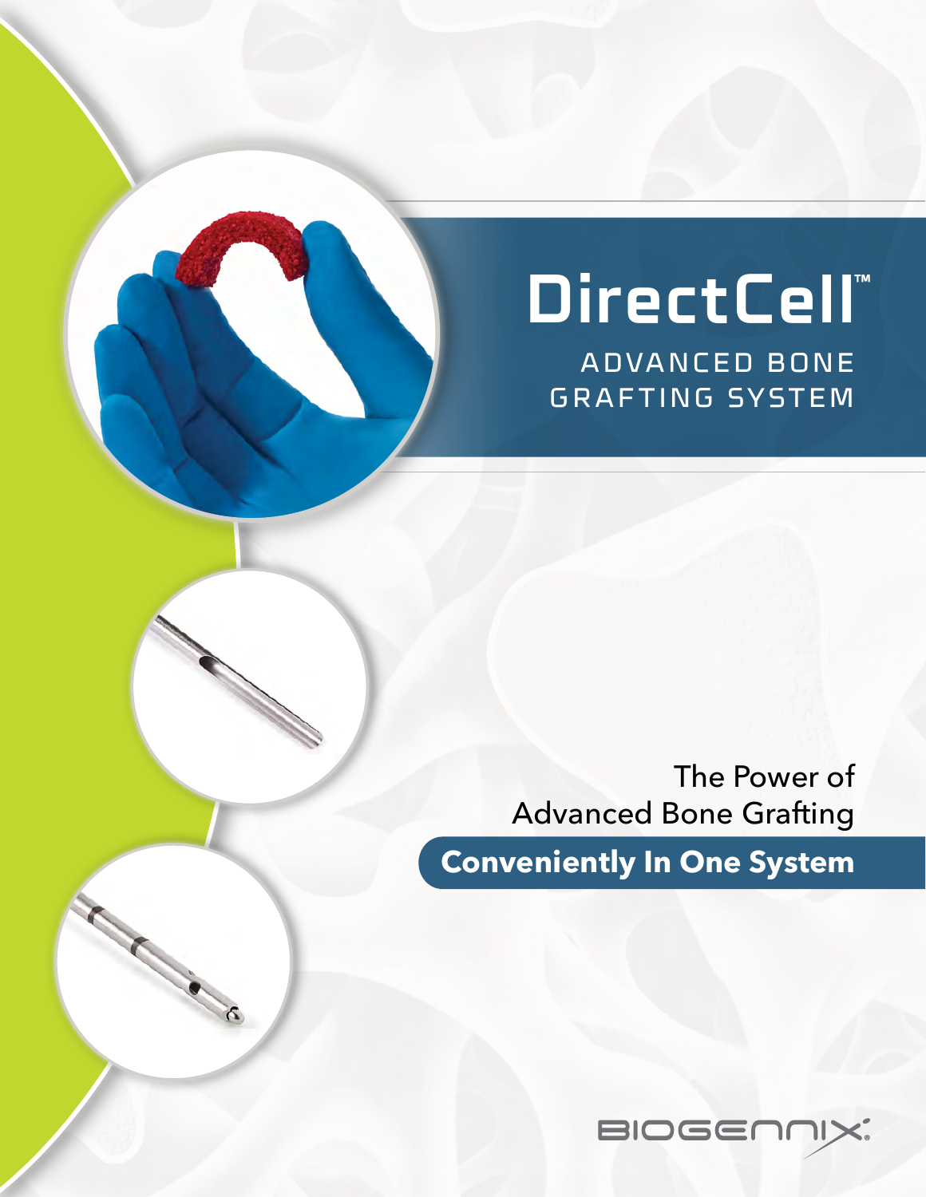# DirectCell™

## ADVANCED BONE GRAFTING SYSTEM

The Power of Advanced Bone Grafting

**Conveniently In One System**

BIOGENNIX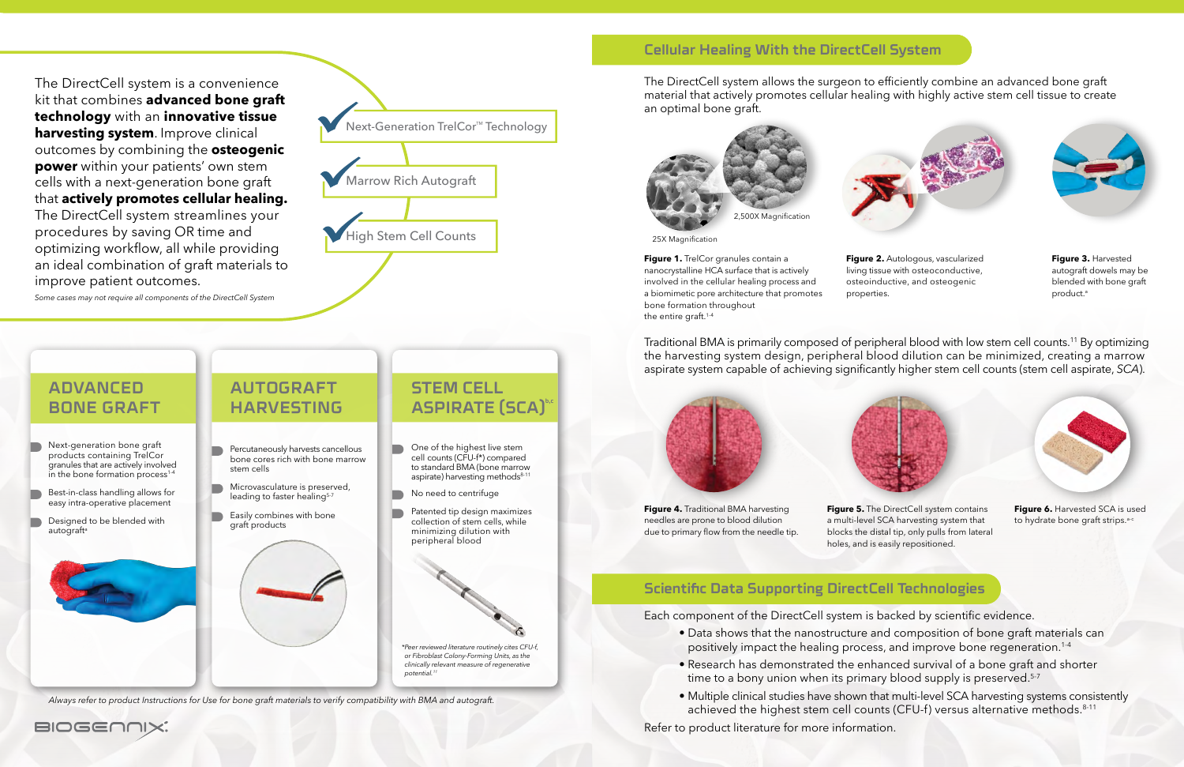The DirectCell system is a convenience kit that combines **advanced bone graft technology** with an **innovative tissue harvesting system**. Improve clinical outcomes by combining the **osteogenic power** within your patients' own stem cells with a next-generation bone graft that **actively promotes cellular healing.** The DirectCell system streamlines your procedures by saving OR time and optimizing workflow, all while providing an ideal combination of graft materials to improve patient outcomes.

*Some cases may not require all components of the DirectCell System*

- ✔ Next-Generation TrelCor™ Technology
- ✔ Marrow Rich Autograft
- ✔ High Stem Cell Counts

## ADVANCED BONE GRAFT

- Next-generation bone graft products containing TrelCor granules that are actively involved in the bone formation process[1-4]
- Best-in-class handling allows for easy intra-operative placement
- Designed to be blended with autograft[a]

## AUTOGRAFT HARVESTING

- Percutaneously harvests cancellous bone cores rich with bone marrow stem cells
- Microvasculature is preserved, leading to faster healing[5-7]
- Easily combines with bone graft products

## STEM CELL ASPIRATE (SCA)[b,c]

- One of the highest live stem cell counts (CFU-f*) compared to standard BMA (bone marrow aspirate) harvesting methods[8-11]
- No need to centrifuge
- Patented tip design maximizes collection of stem cells, while minimizing dilution with peripheral blood

*Peer reviewed literature routinely cites CFU-f, or Fibroblast Colony-Forming Units, as the clinically relevant measure of regenerative potential.[11]

*Always refer to product Instructions for Use for bone graft materials to verify compatibility with BMA and autograft.*

## Cellular Healing With the DirectCell System

The DirectCell system allows the surgeon to efficiently combine an advanced bone graft material that actively promotes cellular healing with highly active stem cell tissue to create an optimal bone graft.

25X Magnification

2,500X Magnification

**Figure 1.** TrelCor granules contain a nanocrystalline HCA surface that is actively involved in the cellular healing process and a biomimetic pore architecture that promotes bone formation throughout the entire graft.[1-4]

**Figure 2.** Autologous, vascularized living tissue with osteoconductive, osteoinductive, and osteogenic properties.

**Figure 3.** Harvested autograft dowels may be blended with bone graft product.[a]

Traditional BMA is primarily composed of peripheral blood with low stem cell counts.[11] By optimizing the harvesting system design, peripheral blood dilution can be minimized, creating a marrow aspirate system capable of achieving significantly higher stem cell counts (stem cell aspirate, *SCA*).

**Figure 4.** Traditional BMA harvesting needles are prone to blood dilution due to primary flow from the needle tip.

**Figure 5.** The DirectCell system contains a multi-level SCA harvesting system that blocks the distal tip, only pulls from lateral holes, and is easily repositioned.

**Figure 6.** Harvested SCA is used to hydrate bone graft strips.[a-c]

## Scientific Data Supporting DirectCell Technologies

Each component of the DirectCell system is backed by scientific evidence.

- Data shows that the nanostructure and composition of bone graft materials can positively impact the healing process, and improve bone regeneration.[1-4]
- Research has demonstrated the enhanced survival of a bone graft and shorter time to a bony union when its primary blood supply is preserved.[5-7]
- Multiple clinical studies have shown that multi-level SCA harvesting systems consistently achieved the highest stem cell counts (CFU-f) versus alternative methods.[8-11]

Refer to product literature for more information.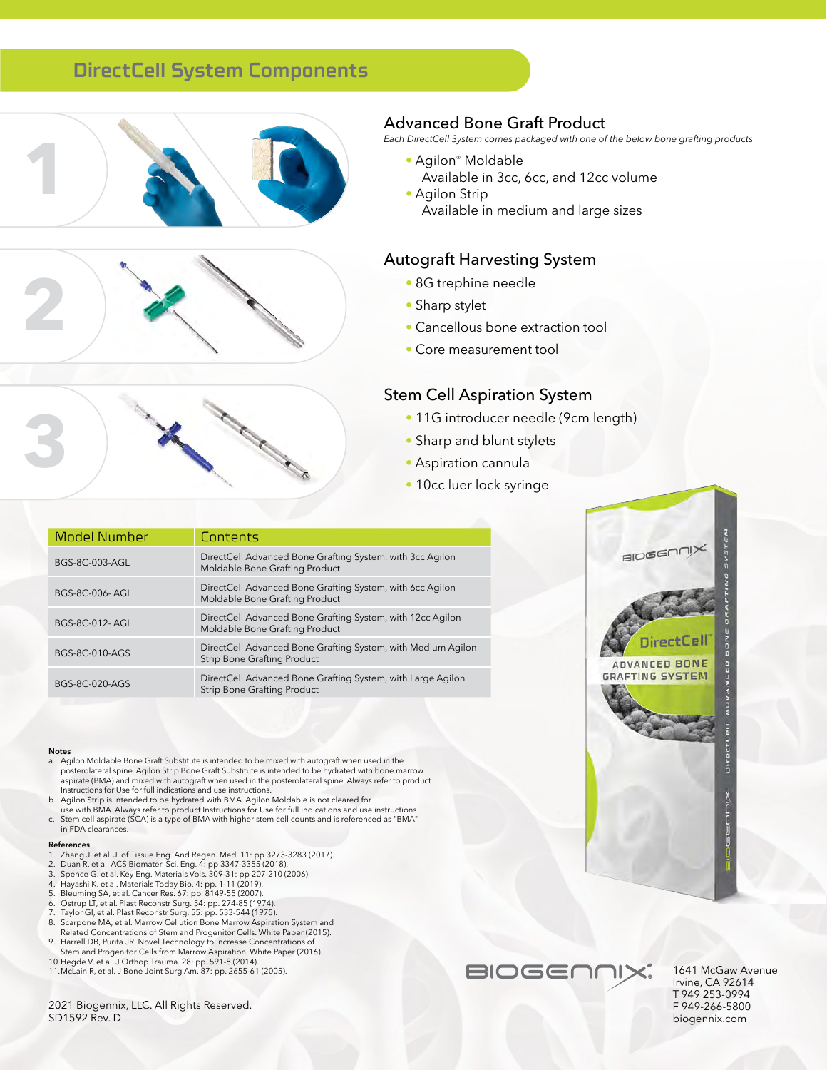## DirectCell System Components

1

### Advanced Bone Graft Product

*Each DirectCell System comes packaged with one of the below bone grafting products*

- Agilon® Moldable
  Available in 3cc, 6cc, and 12cc volume
- Agilon Strip
  Available in medium and large sizes

2

### Autograft Harvesting System

- 8G trephine needle
- Sharp stylet
- Cancellous bone extraction tool
- Core measurement tool

3

### Stem Cell Aspiration System

- 11G introducer needle (9cm length)
- Sharp and blunt stylets
- Aspiration cannula
- 10cc luer lock syringe

| Model Number | Contents |
|---|---|
| BGS-8C-003-AGL | DirectCell Advanced Bone Grafting System, with 3cc Agilon Moldable Bone Grafting Product |
| BGS-8C-006- AGL | DirectCell Advanced Bone Grafting System, with 6cc Agilon Moldable Bone Grafting Product |
| BGS-8C-012- AGL | DirectCell Advanced Bone Grafting System, with 12cc Agilon Moldable Bone Grafting Product |
| BGS-8C-010-AGS | DirectCell Advanced Bone Grafting System, with Medium Agilon Strip Bone Grafting Product |
| BGS-8C-020-AGS | DirectCell Advanced Bone Grafting System, with Large Agilon Strip Bone Grafting Product |

**Notes**

a. Agilon Moldable Bone Graft Substitute is intended to be mixed with autograft when used in the posterolateral spine. Agilon Strip Bone Graft Substitute is intended to be hydrated with bone marrow aspirate (BMA) and mixed with autograft when used in the posterolateral spine. Always refer to product Instructions for Use for full indications and use instructions.
b. Agilon Strip is intended to be hydrated with BMA. Agilon Moldable is not cleared for use with BMA. Always refer to product Instructions for Use for full indications and use instructions.
c. Stem cell aspirate (SCA) is a type of BMA with higher stem cell counts and is referenced as "BMA" in FDA clearances.

**References**

1. Zhang J. et al. J. of Tissue Eng. And Regen. Med. 11: pp 3273-3283 (2017).
2. Duan R. et al. ACS Biomater. Sci. Eng. 4: pp 3347-3355 (2018).
3. Spence G. et al. Key Eng. Materials Vols. 309-31: pp 207-210 (2006).
4. Hayashi K. et al. Materials Today Bio. 4: pp. 1-11 (2019).
5. Bleuming SA, et al. Cancer Res. 67: pp. 8149-55 (2007).
6. Ostrup LT, et al. Plast Reconstr Surg. 54: pp. 274-85 (1974).
7. Taylor GI, et al. Plast Reconstr Surg. 55: pp. 533-544 (1975).
8. Scarpone MA, et al. Marrow Cellution Bone Marrow Aspiration System and Related Concentrations of Stem and Progenitor Cells. White Paper (2015).
9. Harrell DB, Purita JR. Novel Technology to Increase Concentrations of Stem and Progenitor Cells from Marrow Aspiration. White Paper (2016).
10. Hegde V, et al. J Orthop Trauma. 28: pp. 591-8 (2014).
11. McLain R, et al. J Bone Joint Surg Am. 87: pp. 2655-61 (2005).

2021 Biogennix, LLC. All Rights Reserved.
SD1592 Rev. D

BIOGENNIX

1641 McGaw Avenue
Irvine, CA 92614
T 949 253-0994
F 949-266-5800
biogennix.com